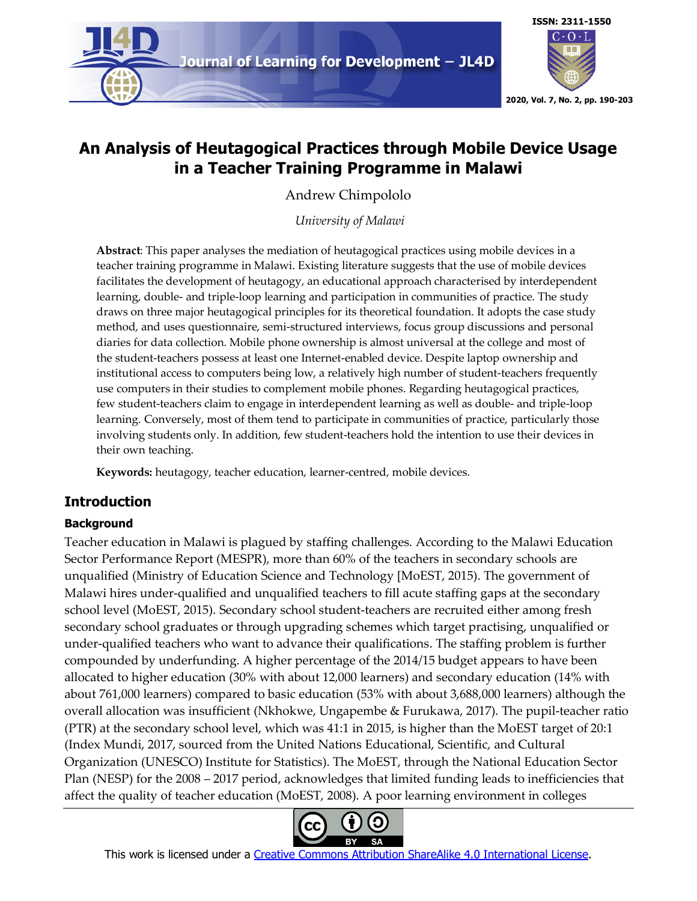# An Analysis of Heutagogical Practices through Mobile Device Usage in a Teacher Training Programme in Malawi

Andrew Chimpololo

*University of Malawi*

**Abstract**: This paper analyses the mediation of heutagogical practices using mobile devices in a teacher training programme in Malawi. Existing literature suggests that the use of mobile devices facilitates the development of heutagogy, an educational approach characterised by interdependent learning, double- and triple-loop learning and participation in communities of practice. The study draws on three major heutagogical principles for its theoretical foundation. It adopts the case study method, and uses questionnaire, semi-structured interviews, focus group discussions and personal diaries for data collection. Mobile phone ownership is almost universal at the college and most of the student-teachers possess at least one Internet-enabled device. Despite laptop ownership and institutional access to computers being low, a relatively high number of student-teachers frequently use computers in their studies to complement mobile phones. Regarding heutagogical practices, few student-teachers claim to engage in interdependent learning as well as double- and triple-loop learning. Conversely, most of them tend to participate in communities of practice, particularly those involving students only. In addition, few student-teachers hold the intention to use their devices in their own teaching.

**Keywords:** heutagogy, teacher education, learner-centred, mobile devices.

## Introduction

### Background

Teacher education in Malawi is plagued by staffing challenges. According to the Malawi Education Sector Performance Report (MESPR), more than 60% of the teachers in secondary schools are unqualified (Ministry of Education Science and Technology [MoEST, 2015). The government of Malawi hires under-qualified and unqualified teachers to fill acute staffing gaps at the secondary school level (MoEST, 2015). Secondary school student-teachers are recruited either among fresh secondary school graduates or through upgrading schemes which target practising, unqualified or under-qualified teachers who want to advance their qualifications. The staffing problem is further compounded by underfunding. A higher percentage of the 2014/15 budget appears to have been allocated to higher education (30% with about 12,000 learners) and secondary education (14% with about 761,000 learners) compared to basic education (53% with about 3,688,000 learners) although the overall allocation was insufficient (Nkhokwe, Ungapembe & Furukawa, 2017). The pupil-teacher ratio (PTR) at the secondary school level, which was 41:1 in 2015, is higher than the MoEST target of 20:1 (Index Mundi, 2017, sourced from the United Nations Educational, Scientific, and Cultural Organization (UNESCO) Institute for Statistics). The MoEST, through the National Education Sector Plan (NESP) for the 2008 – 2017 period, acknowledges that limited funding leads to inefficiencies that affect the quality of teacher education (MoEST, 2008). A poor learning environment in colleges

This work is licensed under a Creative Commons Attribution ShareAlike 4.0 International License.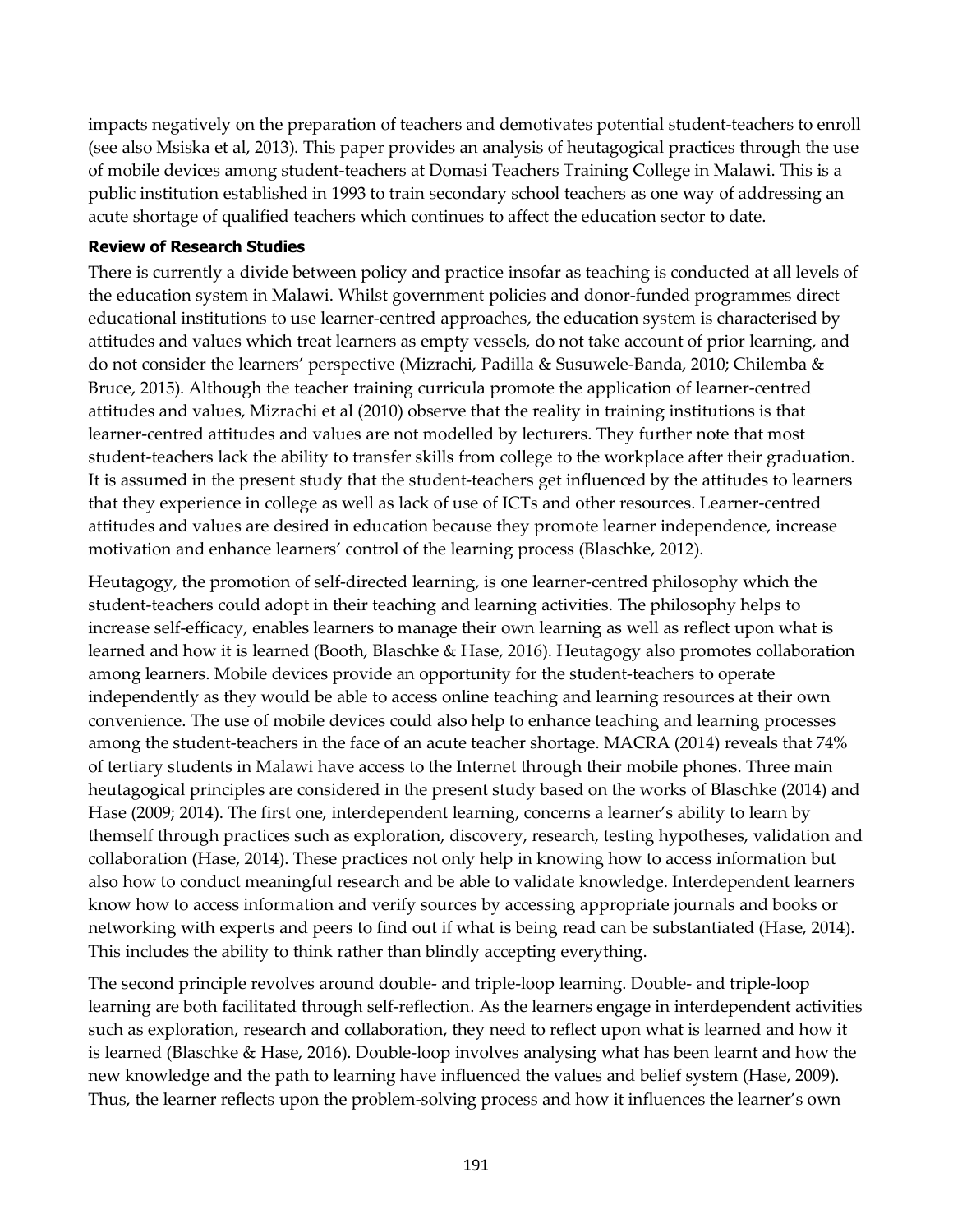impacts negatively on the preparation of teachers and demotivates potential student-teachers to enroll (see also Msiska et al, 2013). This paper provides an analysis of heutagogical practices through the use of mobile devices among student-teachers at Domasi Teachers Training College in Malawi. This is a public institution established in 1993 to train secondary school teachers as one way of addressing an acute shortage of qualified teachers which continues to affect the education sector to date.

## Review of Research Studies

There is currently a divide between policy and practice insofar as teaching is conducted at all levels of the education system in Malawi. Whilst government policies and donor-funded programmes direct educational institutions to use learner-centred approaches, the education system is characterised by attitudes and values which treat learners as empty vessels, do not take account of prior learning, and do not consider the learners' perspective (Mizrachi, Padilla & Susuwele-Banda, 2010; Chilemba & Bruce, 2015). Although the teacher training curricula promote the application of learner-centred attitudes and values, Mizrachi et al (2010) observe that the reality in training institutions is that learner-centred attitudes and values are not modelled by lecturers. They further note that most student-teachers lack the ability to transfer skills from college to the workplace after their graduation. It is assumed in the present study that the student-teachers get influenced by the attitudes to learners that they experience in college as well as lack of use of ICTs and other resources. Learner-centred attitudes and values are desired in education because they promote learner independence, increase motivation and enhance learners' control of the learning process (Blaschke, 2012).

Heutagogy, the promotion of self-directed learning, is one learner-centred philosophy which the student-teachers could adopt in their teaching and learning activities. The philosophy helps to increase self-efficacy, enables learners to manage their own learning as well as reflect upon what is learned and how it is learned (Booth, Blaschke & Hase, 2016). Heutagogy also promotes collaboration among learners. Mobile devices provide an opportunity for the student-teachers to operate independently as they would be able to access online teaching and learning resources at their own convenience. The use of mobile devices could also help to enhance teaching and learning processes among the student-teachers in the face of an acute teacher shortage. MACRA (2014) reveals that 74% of tertiary students in Malawi have access to the Internet through their mobile phones. Three main heutagogical principles are considered in the present study based on the works of Blaschke (2014) and Hase (2009; 2014). The first one, interdependent learning, concerns a learner's ability to learn by themself through practices such as exploration, discovery, research, testing hypotheses, validation and collaboration (Hase, 2014). These practices not only help in knowing how to access information but also how to conduct meaningful research and be able to validate knowledge. Interdependent learners know how to access information and verify sources by accessing appropriate journals and books or networking with experts and peers to find out if what is being read can be substantiated (Hase, 2014). This includes the ability to think rather than blindly accepting everything.

The second principle revolves around double- and triple-loop learning. Double- and triple-loop learning are both facilitated through self-reflection. As the learners engage in interdependent activities such as exploration, research and collaboration, they need to reflect upon what is learned and how it is learned (Blaschke & Hase, 2016). Double-loop involves analysing what has been learnt and how the new knowledge and the path to learning have influenced the values and belief system (Hase, 2009). Thus, the learner reflects upon the problem-solving process and how it influences the learner's own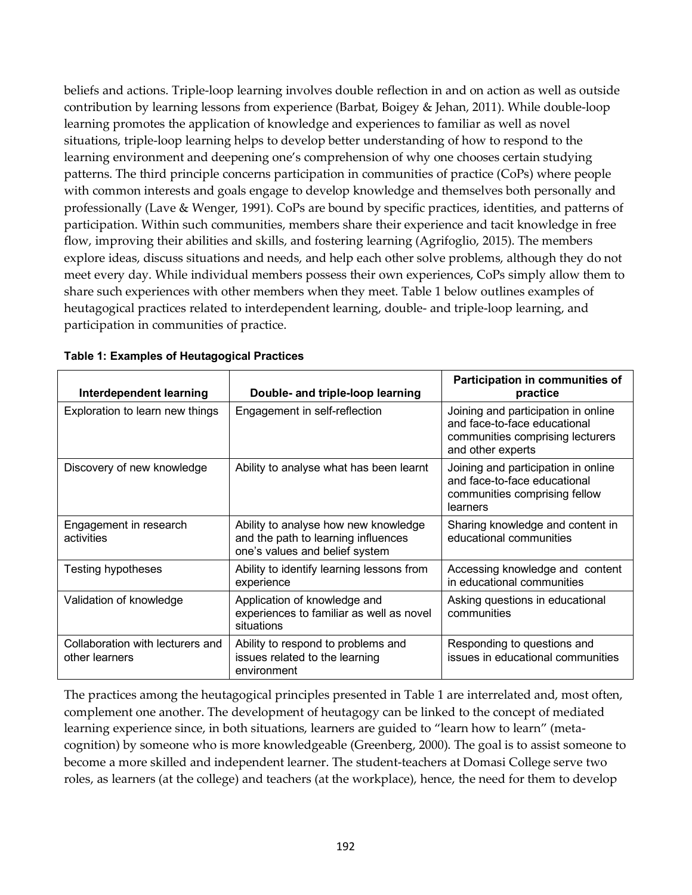beliefs and actions. Triple-loop learning involves double reflection in and on action as well as outside contribution by learning lessons from experience (Barbat, Boigey & Jehan, 2011). While double-loop learning promotes the application of knowledge and experiences to familiar as well as novel situations, triple-loop learning helps to develop better understanding of how to respond to the learning environment and deepening one's comprehension of why one chooses certain studying patterns. The third principle concerns participation in communities of practice (CoPs) where people with common interests and goals engage to develop knowledge and themselves both personally and professionally (Lave & Wenger, 1991). CoPs are bound by specific practices, identities, and patterns of participation. Within such communities, members share their experience and tacit knowledge in free flow, improving their abilities and skills, and fostering learning (Agrifoglio, 2015). The members explore ideas, discuss situations and needs, and help each other solve problems, although they do not meet every day. While individual members possess their own experiences, CoPs simply allow them to share such experiences with other members when they meet. Table 1 below outlines examples of heutagogical practices related to interdependent learning, double- and triple-loop learning, and participation in communities of practice.

**Table 1: Examples of Heutagogical Practices**

| Interdependent learning | Double- and triple-loop learning | Participation in communities of practice |
|---|---|---|
| Exploration to learn new things | Engagement in self-reflection | Joining and participation in online and face-to-face educational communities comprising lecturers and other experts |
| Discovery of new knowledge | Ability to analyse what has been learnt | Joining and participation in online and face-to-face educational communities comprising fellow learners |
| Engagement in research activities | Ability to analyse how new knowledge and the path to learning influences one's values and belief system | Sharing knowledge and content in educational communities |
| Testing hypotheses | Ability to identify learning lessons from experience | Accessing knowledge and content in educational communities |
| Validation of knowledge | Application of knowledge and experiences to familiar as well as novel situations | Asking questions in educational communities |
| Collaboration with lecturers and other learners | Ability to respond to problems and issues related to the learning environment | Responding to questions and issues in educational communities |

The practices among the heutagogical principles presented in Table 1 are interrelated and, most often, complement one another. The development of heutagogy can be linked to the concept of mediated learning experience since, in both situations, learners are guided to "learn how to learn" (meta-cognition) by someone who is more knowledgeable (Greenberg, 2000). The goal is to assist someone to become a more skilled and independent learner. The student-teachers at Domasi College serve two roles, as learners (at the college) and teachers (at the workplace), hence, the need for them to develop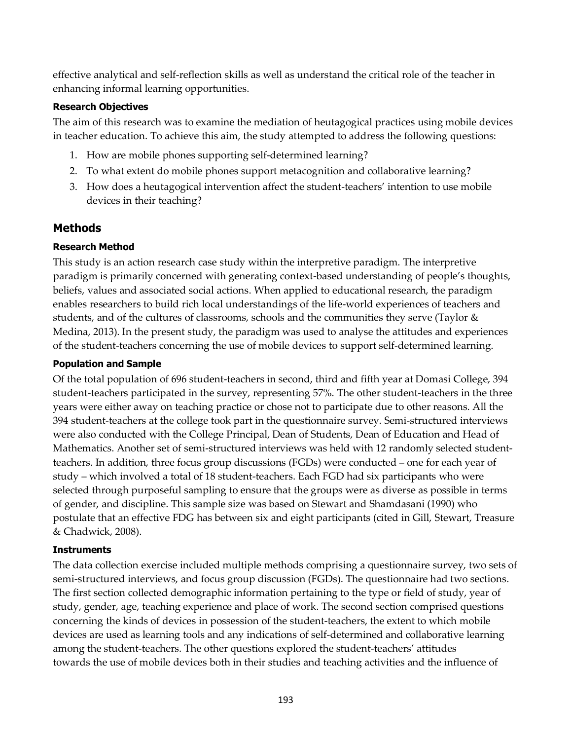effective analytical and self-reflection skills as well as understand the critical role of the teacher in enhancing informal learning opportunities.

### Research Objectives

The aim of this research was to examine the mediation of heutagogical practices using mobile devices in teacher education. To achieve this aim, the study attempted to address the following questions:

1. How are mobile phones supporting self-determined learning?
2. To what extent do mobile phones support metacognition and collaborative learning?
3. How does a heutagogical intervention affect the student-teachers' intention to use mobile devices in their teaching?

## Methods

### Research Method

This study is an action research case study within the interpretive paradigm. The interpretive paradigm is primarily concerned with generating context-based understanding of people's thoughts, beliefs, values and associated social actions. When applied to educational research, the paradigm enables researchers to build rich local understandings of the life-world experiences of teachers and students, and of the cultures of classrooms, schools and the communities they serve (Taylor & Medina, 2013). In the present study, the paradigm was used to analyse the attitudes and experiences of the student-teachers concerning the use of mobile devices to support self-determined learning.

### Population and Sample

Of the total population of 696 student-teachers in second, third and fifth year at Domasi College, 394 student-teachers participated in the survey, representing 57%. The other student-teachers in the three years were either away on teaching practice or chose not to participate due to other reasons. All the 394 student-teachers at the college took part in the questionnaire survey. Semi-structured interviews were also conducted with the College Principal, Dean of Students, Dean of Education and Head of Mathematics. Another set of semi-structured interviews was held with 12 randomly selected student-teachers. In addition, three focus group discussions (FGDs) were conducted – one for each year of study – which involved a total of 18 student-teachers. Each FGD had six participants who were selected through purposeful sampling to ensure that the groups were as diverse as possible in terms of gender, and discipline. This sample size was based on Stewart and Shamdasani (1990) who postulate that an effective FDG has between six and eight participants (cited in Gill, Stewart, Treasure & Chadwick, 2008).

### Instruments

The data collection exercise included multiple methods comprising a questionnaire survey, two sets of semi-structured interviews, and focus group discussion (FGDs). The questionnaire had two sections. The first section collected demographic information pertaining to the type or field of study, year of study, gender, age, teaching experience and place of work. The second section comprised questions concerning the kinds of devices in possession of the student-teachers, the extent to which mobile devices are used as learning tools and any indications of self-determined and collaborative learning among the student-teachers. The other questions explored the student-teachers' attitudes towards the use of mobile devices both in their studies and teaching activities and the influence of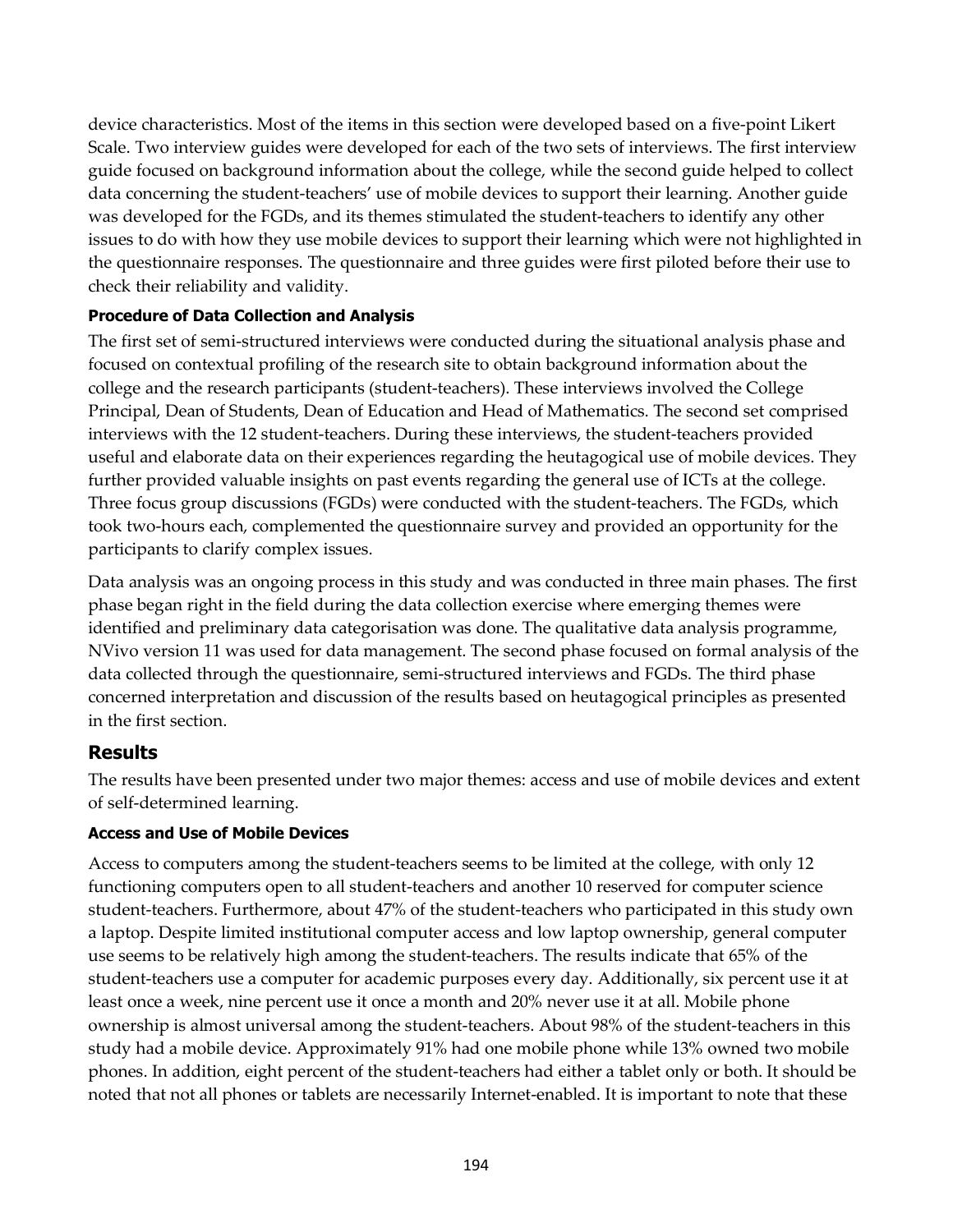device characteristics. Most of the items in this section were developed based on a five-point Likert Scale. Two interview guides were developed for each of the two sets of interviews. The first interview guide focused on background information about the college, while the second guide helped to collect data concerning the student-teachers' use of mobile devices to support their learning. Another guide was developed for the FGDs, and its themes stimulated the student-teachers to identify any other issues to do with how they use mobile devices to support their learning which were not highlighted in the questionnaire responses. The questionnaire and three guides were first piloted before their use to check their reliability and validity.

#### Procedure of Data Collection and Analysis

The first set of semi-structured interviews were conducted during the situational analysis phase and focused on contextual profiling of the research site to obtain background information about the college and the research participants (student-teachers). These interviews involved the College Principal, Dean of Students, Dean of Education and Head of Mathematics. The second set comprised interviews with the 12 student-teachers. During these interviews, the student-teachers provided useful and elaborate data on their experiences regarding the heutagogical use of mobile devices. They further provided valuable insights on past events regarding the general use of ICTs at the college. Three focus group discussions (FGDs) were conducted with the student-teachers. The FGDs, which took two-hours each, complemented the questionnaire survey and provided an opportunity for the participants to clarify complex issues.

Data analysis was an ongoing process in this study and was conducted in three main phases. The first phase began right in the field during the data collection exercise where emerging themes were identified and preliminary data categorisation was done. The qualitative data analysis programme, NVivo version 11 was used for data management. The second phase focused on formal analysis of the data collected through the questionnaire, semi-structured interviews and FGDs. The third phase concerned interpretation and discussion of the results based on heutagogical principles as presented in the first section.

### Results

The results have been presented under two major themes: access and use of mobile devices and extent of self-determined learning.

#### Access and Use of Mobile Devices

Access to computers among the student-teachers seems to be limited at the college, with only 12 functioning computers open to all student-teachers and another 10 reserved for computer science student-teachers. Furthermore, about 47% of the student-teachers who participated in this study own a laptop. Despite limited institutional computer access and low laptop ownership, general computer use seems to be relatively high among the student-teachers. The results indicate that 65% of the student-teachers use a computer for academic purposes every day. Additionally, six percent use it at least once a week, nine percent use it once a month and 20% never use it at all. Mobile phone ownership is almost universal among the student-teachers. About 98% of the student-teachers in this study had a mobile device. Approximately 91% had one mobile phone while 13% owned two mobile phones. In addition, eight percent of the student-teachers had either a tablet only or both. It should be noted that not all phones or tablets are necessarily Internet-enabled. It is important to note that these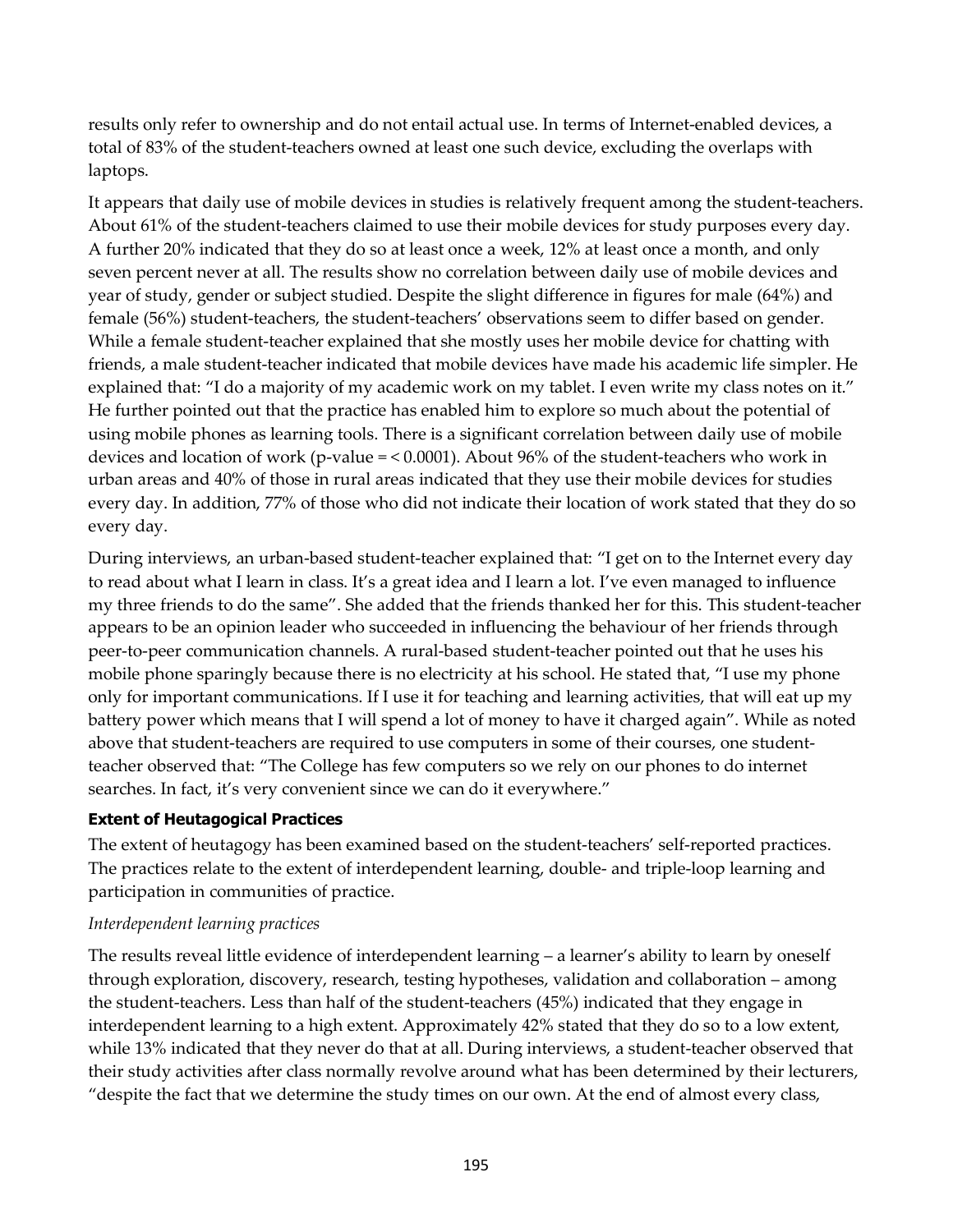results only refer to ownership and do not entail actual use. In terms of Internet-enabled devices, a total of 83% of the student-teachers owned at least one such device, excluding the overlaps with laptops.

It appears that daily use of mobile devices in studies is relatively frequent among the student-teachers. About 61% of the student-teachers claimed to use their mobile devices for study purposes every day. A further 20% indicated that they do so at least once a week, 12% at least once a month, and only seven percent never at all. The results show no correlation between daily use of mobile devices and year of study, gender or subject studied. Despite the slight difference in figures for male (64%) and female (56%) student-teachers, the student-teachers' observations seem to differ based on gender. While a female student-teacher explained that she mostly uses her mobile device for chatting with friends, a male student-teacher indicated that mobile devices have made his academic life simpler. He explained that: "I do a majority of my academic work on my tablet. I even write my class notes on it." He further pointed out that the practice has enabled him to explore so much about the potential of using mobile phones as learning tools. There is a significant correlation between daily use of mobile devices and location of work (p-value = < 0.0001). About 96% of the student-teachers who work in urban areas and 40% of those in rural areas indicated that they use their mobile devices for studies every day. In addition, 77% of those who did not indicate their location of work stated that they do so every day.

During interviews, an urban-based student-teacher explained that: "I get on to the Internet every day to read about what I learn in class. It's a great idea and I learn a lot. I've even managed to influence my three friends to do the same". She added that the friends thanked her for this. This student-teacher appears to be an opinion leader who succeeded in influencing the behaviour of her friends through peer-to-peer communication channels. A rural-based student-teacher pointed out that he uses his mobile phone sparingly because there is no electricity at his school. He stated that, "I use my phone only for important communications. If I use it for teaching and learning activities, that will eat up my battery power which means that I will spend a lot of money to have it charged again". While as noted above that student-teachers are required to use computers in some of their courses, one student-teacher observed that: "The College has few computers so we rely on our phones to do internet searches. In fact, it's very convenient since we can do it everywhere."

### Extent of Heutagogical Practices

The extent of heutagogy has been examined based on the student-teachers' self-reported practices. The practices relate to the extent of interdependent learning, double- and triple-loop learning and participation in communities of practice.

#### *Interdependent learning practices*

The results reveal little evidence of interdependent learning – a learner's ability to learn by oneself through exploration, discovery, research, testing hypotheses, validation and collaboration – among the student-teachers. Less than half of the student-teachers (45%) indicated that they engage in interdependent learning to a high extent. Approximately 42% stated that they do so to a low extent, while 13% indicated that they never do that at all. During interviews, a student-teacher observed that their study activities after class normally revolve around what has been determined by their lecturers, "despite the fact that we determine the study times on our own. At the end of almost every class,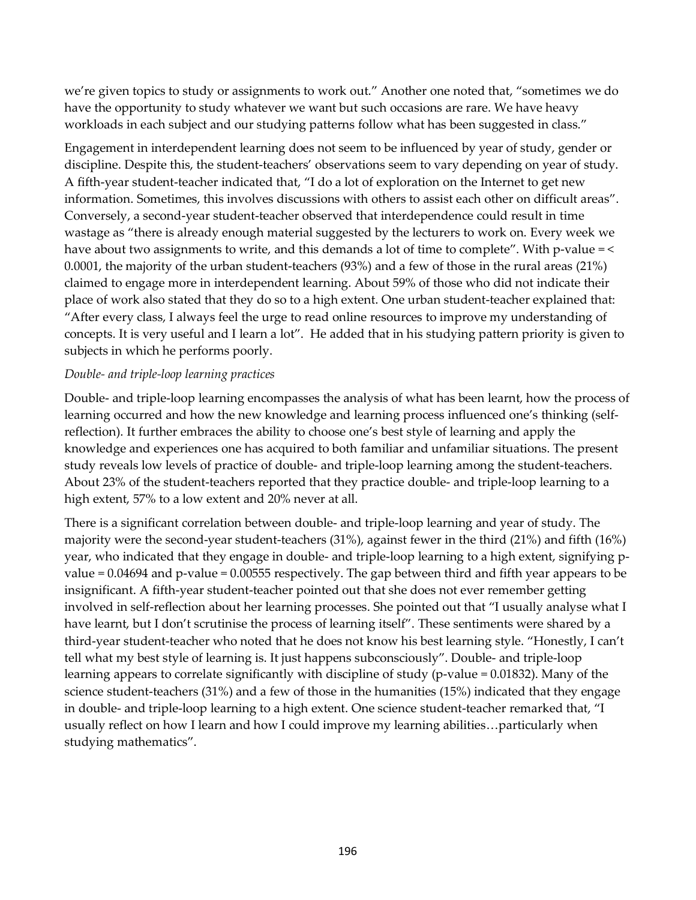we're given topics to study or assignments to work out." Another one noted that, "sometimes we do have the opportunity to study whatever we want but such occasions are rare. We have heavy workloads in each subject and our studying patterns follow what has been suggested in class."

Engagement in interdependent learning does not seem to be influenced by year of study, gender or discipline. Despite this, the student-teachers' observations seem to vary depending on year of study. A fifth-year student-teacher indicated that, "I do a lot of exploration on the Internet to get new information. Sometimes, this involves discussions with others to assist each other on difficult areas". Conversely, a second-year student-teacher observed that interdependence could result in time wastage as "there is already enough material suggested by the lecturers to work on. Every week we have about two assignments to write, and this demands a lot of time to complete". With p-value = < 0.0001, the majority of the urban student-teachers (93%) and a few of those in the rural areas (21%) claimed to engage more in interdependent learning. About 59% of those who did not indicate their place of work also stated that they do so to a high extent. One urban student-teacher explained that: "After every class, I always feel the urge to read online resources to improve my understanding of concepts. It is very useful and I learn a lot". He added that in his studying pattern priority is given to subjects in which he performs poorly.

*Double- and triple-loop learning practices*

Double- and triple-loop learning encompasses the analysis of what has been learnt, how the process of learning occurred and how the new knowledge and learning process influenced one's thinking (self-reflection). It further embraces the ability to choose one's best style of learning and apply the knowledge and experiences one has acquired to both familiar and unfamiliar situations. The present study reveals low levels of practice of double- and triple-loop learning among the student-teachers. About 23% of the student-teachers reported that they practice double- and triple-loop learning to a high extent, 57% to a low extent and 20% never at all.

There is a significant correlation between double- and triple-loop learning and year of study. The majority were the second-year student-teachers (31%), against fewer in the third (21%) and fifth (16%) year, who indicated that they engage in double- and triple-loop learning to a high extent, signifying p-value = 0.04694 and p-value = 0.00555 respectively. The gap between third and fifth year appears to be insignificant. A fifth-year student-teacher pointed out that she does not ever remember getting involved in self-reflection about her learning processes. She pointed out that "I usually analyse what I have learnt, but I don't scrutinise the process of learning itself". These sentiments were shared by a third-year student-teacher who noted that he does not know his best learning style. "Honestly, I can't tell what my best style of learning is. It just happens subconsciously". Double- and triple-loop learning appears to correlate significantly with discipline of study (p-value = 0.01832). Many of the science student-teachers (31%) and a few of those in the humanities (15%) indicated that they engage in double- and triple-loop learning to a high extent. One science student-teacher remarked that, "I usually reflect on how I learn and how I could improve my learning abilities…particularly when studying mathematics".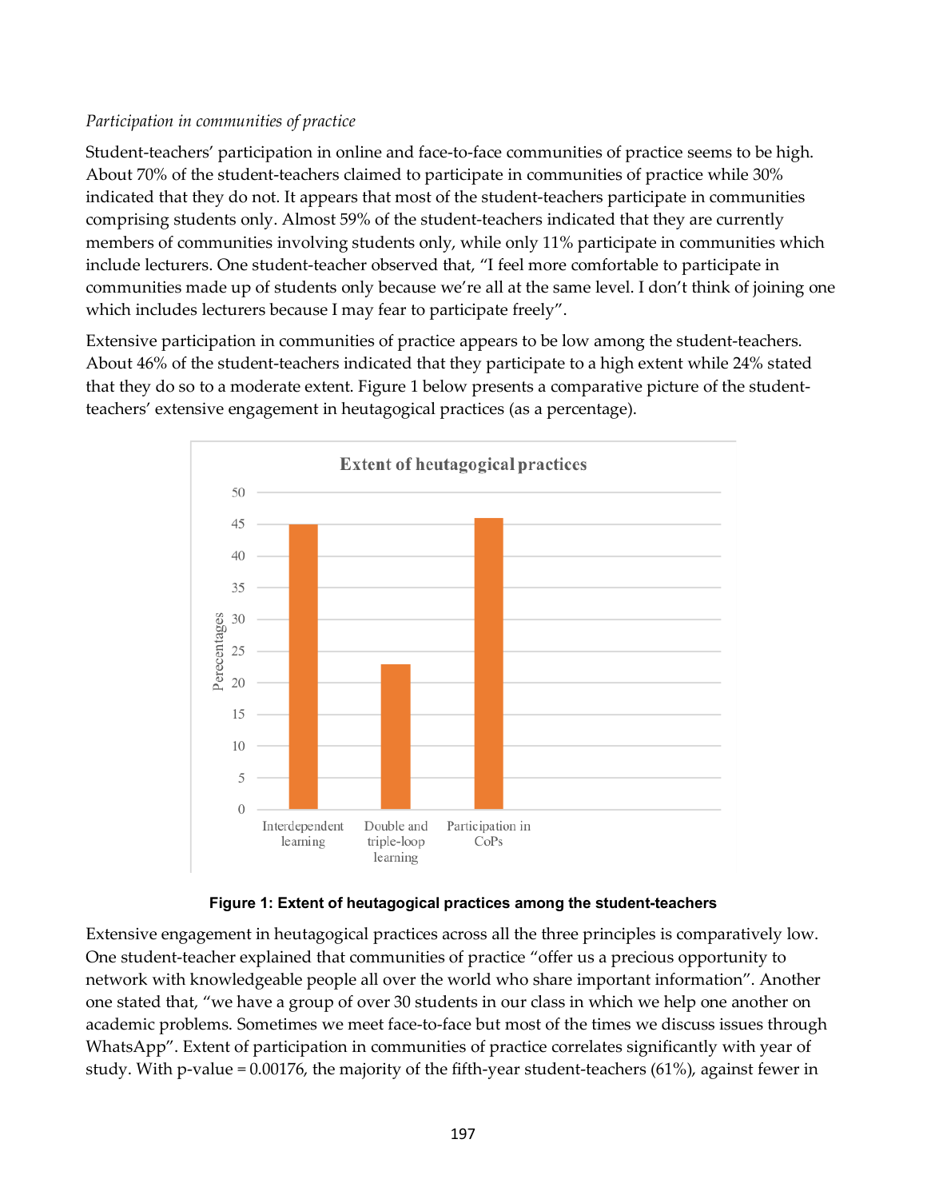*Participation in communities of practice*

Student-teachers' participation in online and face-to-face communities of practice seems to be high. About 70% of the student-teachers claimed to participate in communities of practice while 30% indicated that they do not. It appears that most of the student-teachers participate in communities comprising students only. Almost 59% of the student-teachers indicated that they are currently members of communities involving students only, while only 11% participate in communities which include lecturers. One student-teacher observed that, "I feel more comfortable to participate in communities made up of students only because we're all at the same level. I don't think of joining one which includes lecturers because I may fear to participate freely".

Extensive participation in communities of practice appears to be low among the student-teachers. About 46% of the student-teachers indicated that they participate to a high extent while 24% stated that they do so to a moderate extent. Figure 1 below presents a comparative picture of the student-teachers' extensive engagement in heutagogical practices (as a percentage).

**Figure 1: Extent of heutagogical practices among the student-teachers**

Extensive engagement in heutagogical practices across all the three principles is comparatively low. One student-teacher explained that communities of practice "offer us a precious opportunity to network with knowledgeable people all over the world who share important information". Another one stated that, "we have a group of over 30 students in our class in which we help one another on academic problems. Sometimes we meet face-to-face but most of the times we discuss issues through WhatsApp". Extent of participation in communities of practice correlates significantly with year of study. With p-value = 0.00176, the majority of the fifth-year student-teachers (61%), against fewer in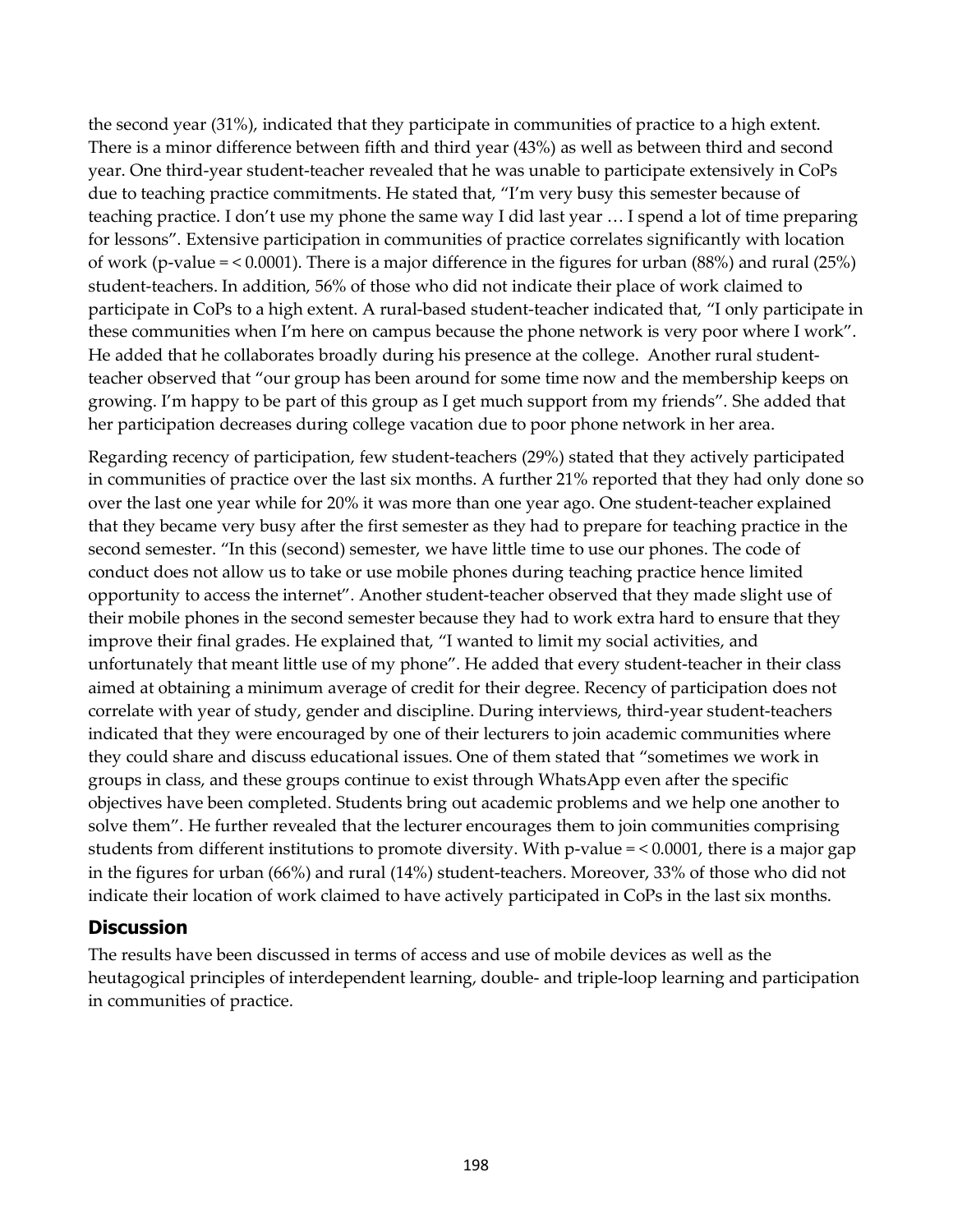the second year (31%), indicated that they participate in communities of practice to a high extent. There is a minor difference between fifth and third year (43%) as well as between third and second year. One third-year student-teacher revealed that he was unable to participate extensively in CoPs due to teaching practice commitments. He stated that, "I'm very busy this semester because of teaching practice. I don't use my phone the same way I did last year … I spend a lot of time preparing for lessons". Extensive participation in communities of practice correlates significantly with location of work (p-value = < 0.0001). There is a major difference in the figures for urban (88%) and rural (25%) student-teachers. In addition, 56% of those who did not indicate their place of work claimed to participate in CoPs to a high extent. A rural-based student-teacher indicated that, "I only participate in these communities when I'm here on campus because the phone network is very poor where I work". He added that he collaborates broadly during his presence at the college. Another rural student-teacher observed that "our group has been around for some time now and the membership keeps on growing. I'm happy to be part of this group as I get much support from my friends". She added that her participation decreases during college vacation due to poor phone network in her area.

Regarding recency of participation, few student-teachers (29%) stated that they actively participated in communities of practice over the last six months. A further 21% reported that they had only done so over the last one year while for 20% it was more than one year ago. One student-teacher explained that they became very busy after the first semester as they had to prepare for teaching practice in the second semester. "In this (second) semester, we have little time to use our phones. The code of conduct does not allow us to take or use mobile phones during teaching practice hence limited opportunity to access the internet". Another student-teacher observed that they made slight use of their mobile phones in the second semester because they had to work extra hard to ensure that they improve their final grades. He explained that, "I wanted to limit my social activities, and unfortunately that meant little use of my phone". He added that every student-teacher in their class aimed at obtaining a minimum average of credit for their degree. Recency of participation does not correlate with year of study, gender and discipline. During interviews, third-year student-teachers indicated that they were encouraged by one of their lecturers to join academic communities where they could share and discuss educational issues. One of them stated that "sometimes we work in groups in class, and these groups continue to exist through WhatsApp even after the specific objectives have been completed. Students bring out academic problems and we help one another to solve them". He further revealed that the lecturer encourages them to join communities comprising students from different institutions to promote diversity. With p-value = < 0.0001, there is a major gap in the figures for urban (66%) and rural (14%) student-teachers. Moreover, 33% of those who did not indicate their location of work claimed to have actively participated in CoPs in the last six months.

## Discussion

The results have been discussed in terms of access and use of mobile devices as well as the heutagogical principles of interdependent learning, double- and triple-loop learning and participation in communities of practice.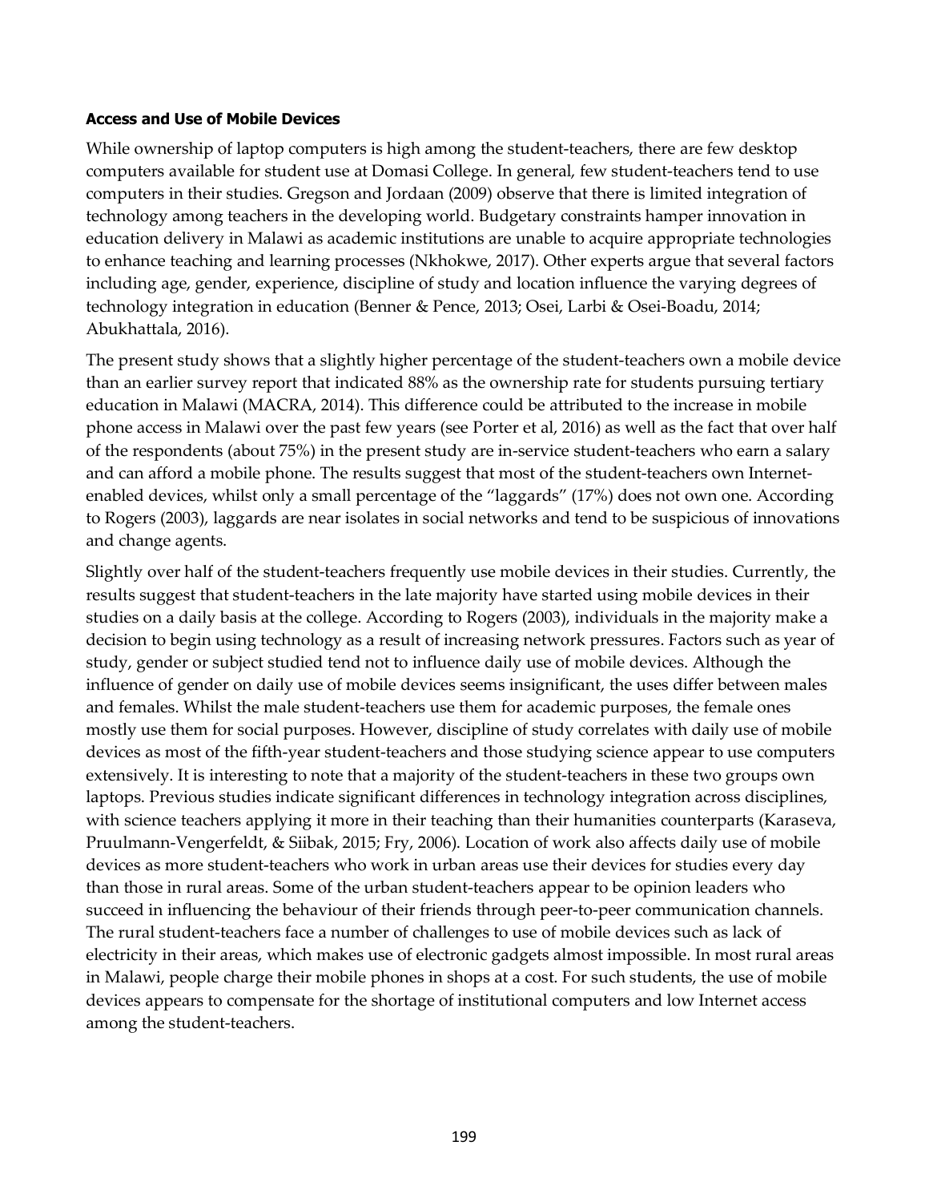**Access and Use of Mobile Devices**

While ownership of laptop computers is high among the student-teachers, there are few desktop computers available for student use at Domasi College. In general, few student-teachers tend to use computers in their studies. Gregson and Jordaan (2009) observe that there is limited integration of technology among teachers in the developing world. Budgetary constraints hamper innovation in education delivery in Malawi as academic institutions are unable to acquire appropriate technologies to enhance teaching and learning processes (Nkhokwe, 2017). Other experts argue that several factors including age, gender, experience, discipline of study and location influence the varying degrees of technology integration in education (Benner & Pence, 2013; Osei, Larbi & Osei-Boadu, 2014; Abukhattala, 2016).

The present study shows that a slightly higher percentage of the student-teachers own a mobile device than an earlier survey report that indicated 88% as the ownership rate for students pursuing tertiary education in Malawi (MACRA, 2014). This difference could be attributed to the increase in mobile phone access in Malawi over the past few years (see Porter et al, 2016) as well as the fact that over half of the respondents (about 75%) in the present study are in-service student-teachers who earn a salary and can afford a mobile phone. The results suggest that most of the student-teachers own Internet-enabled devices, whilst only a small percentage of the "laggards" (17%) does not own one. According to Rogers (2003), laggards are near isolates in social networks and tend to be suspicious of innovations and change agents.

Slightly over half of the student-teachers frequently use mobile devices in their studies. Currently, the results suggest that student-teachers in the late majority have started using mobile devices in their studies on a daily basis at the college. According to Rogers (2003), individuals in the majority make a decision to begin using technology as a result of increasing network pressures. Factors such as year of study, gender or subject studied tend not to influence daily use of mobile devices. Although the influence of gender on daily use of mobile devices seems insignificant, the uses differ between males and females. Whilst the male student-teachers use them for academic purposes, the female ones mostly use them for social purposes. However, discipline of study correlates with daily use of mobile devices as most of the fifth-year student-teachers and those studying science appear to use computers extensively. It is interesting to note that a majority of the student-teachers in these two groups own laptops. Previous studies indicate significant differences in technology integration across disciplines, with science teachers applying it more in their teaching than their humanities counterparts (Karaseva, Pruulmann-Vengerfeldt, & Siibak, 2015; Fry, 2006). Location of work also affects daily use of mobile devices as more student-teachers who work in urban areas use their devices for studies every day than those in rural areas. Some of the urban student-teachers appear to be opinion leaders who succeed in influencing the behaviour of their friends through peer-to-peer communication channels. The rural student-teachers face a number of challenges to use of mobile devices such as lack of electricity in their areas, which makes use of electronic gadgets almost impossible. In most rural areas in Malawi, people charge their mobile phones in shops at a cost. For such students, the use of mobile devices appears to compensate for the shortage of institutional computers and low Internet access among the student-teachers.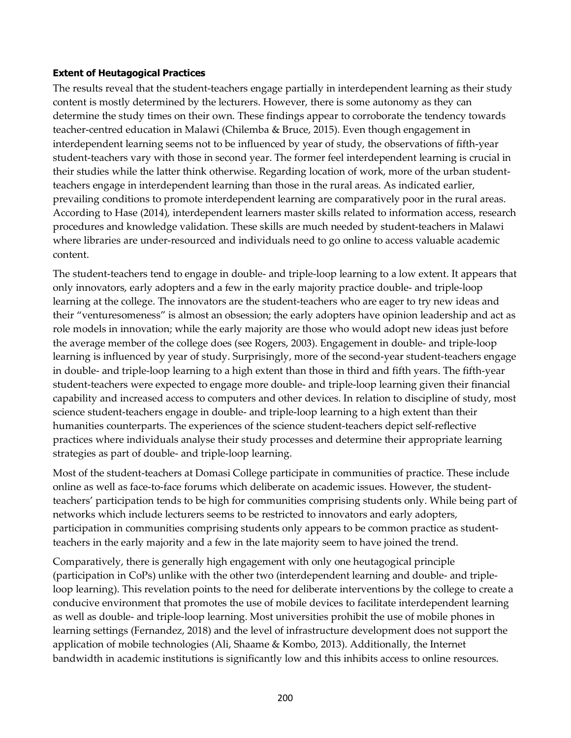**Extent of Heutagogical Practices**

The results reveal that the student-teachers engage partially in interdependent learning as their study content is mostly determined by the lecturers. However, there is some autonomy as they can determine the study times on their own. These findings appear to corroborate the tendency towards teacher-centred education in Malawi (Chilemba & Bruce, 2015). Even though engagement in interdependent learning seems not to be influenced by year of study, the observations of fifth-year student-teachers vary with those in second year. The former feel interdependent learning is crucial in their studies while the latter think otherwise. Regarding location of work, more of the urban student-teachers engage in interdependent learning than those in the rural areas. As indicated earlier, prevailing conditions to promote interdependent learning are comparatively poor in the rural areas. According to Hase (2014), interdependent learners master skills related to information access, research procedures and knowledge validation. These skills are much needed by student-teachers in Malawi where libraries are under-resourced and individuals need to go online to access valuable academic content.

The student-teachers tend to engage in double- and triple-loop learning to a low extent. It appears that only innovators, early adopters and a few in the early majority practice double- and triple-loop learning at the college. The innovators are the student-teachers who are eager to try new ideas and their "venturesomeness" is almost an obsession; the early adopters have opinion leadership and act as role models in innovation; while the early majority are those who would adopt new ideas just before the average member of the college does (see Rogers, 2003). Engagement in double- and triple-loop learning is influenced by year of study. Surprisingly, more of the second-year student-teachers engage in double- and triple-loop learning to a high extent than those in third and fifth years. The fifth-year student-teachers were expected to engage more double- and triple-loop learning given their financial capability and increased access to computers and other devices. In relation to discipline of study, most science student-teachers engage in double- and triple-loop learning to a high extent than their humanities counterparts. The experiences of the science student-teachers depict self-reflective practices where individuals analyse their study processes and determine their appropriate learning strategies as part of double- and triple-loop learning.

Most of the student-teachers at Domasi College participate in communities of practice. These include online as well as face-to-face forums which deliberate on academic issues. However, the student-teachers' participation tends to be high for communities comprising students only. While being part of networks which include lecturers seems to be restricted to innovators and early adopters, participation in communities comprising students only appears to be common practice as student-teachers in the early majority and a few in the late majority seem to have joined the trend.

Comparatively, there is generally high engagement with only one heutagogical principle (participation in CoPs) unlike with the other two (interdependent learning and double- and triple-loop learning). This revelation points to the need for deliberate interventions by the college to create a conducive environment that promotes the use of mobile devices to facilitate interdependent learning as well as double- and triple-loop learning. Most universities prohibit the use of mobile phones in learning settings (Fernandez, 2018) and the level of infrastructure development does not support the application of mobile technologies (Ali, Shaame & Kombo, 2013). Additionally, the Internet bandwidth in academic institutions is significantly low and this inhibits access to online resources.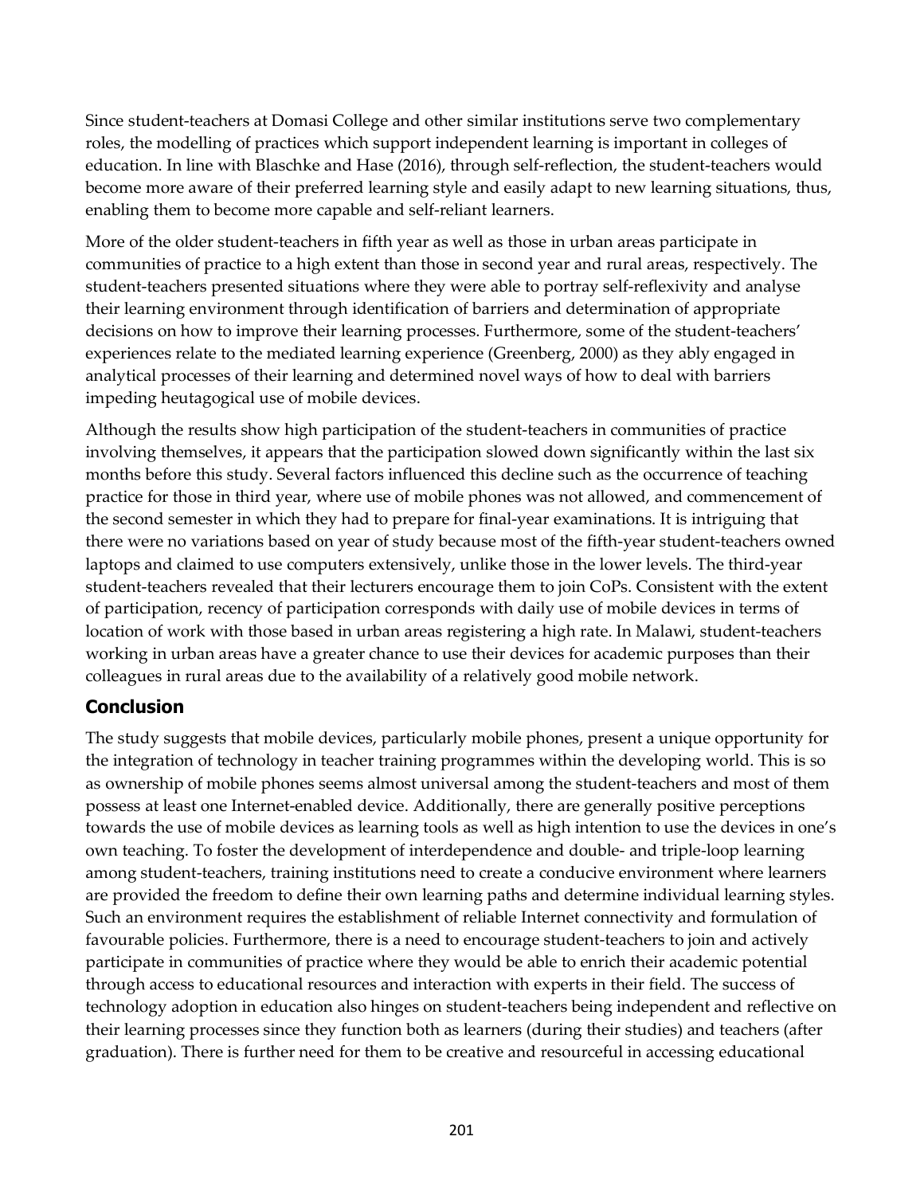Since student-teachers at Domasi College and other similar institutions serve two complementary roles, the modelling of practices which support independent learning is important in colleges of education. In line with Blaschke and Hase (2016), through self-reflection, the student-teachers would become more aware of their preferred learning style and easily adapt to new learning situations, thus, enabling them to become more capable and self-reliant learners.

More of the older student-teachers in fifth year as well as those in urban areas participate in communities of practice to a high extent than those in second year and rural areas, respectively. The student-teachers presented situations where they were able to portray self-reflexivity and analyse their learning environment through identification of barriers and determination of appropriate decisions on how to improve their learning processes. Furthermore, some of the student-teachers' experiences relate to the mediated learning experience (Greenberg, 2000) as they ably engaged in analytical processes of their learning and determined novel ways of how to deal with barriers impeding heutagogical use of mobile devices.

Although the results show high participation of the student-teachers in communities of practice involving themselves, it appears that the participation slowed down significantly within the last six months before this study. Several factors influenced this decline such as the occurrence of teaching practice for those in third year, where use of mobile phones was not allowed, and commencement of the second semester in which they had to prepare for final-year examinations. It is intriguing that there were no variations based on year of study because most of the fifth-year student-teachers owned laptops and claimed to use computers extensively, unlike those in the lower levels. The third-year student-teachers revealed that their lecturers encourage them to join CoPs. Consistent with the extent of participation, recency of participation corresponds with daily use of mobile devices in terms of location of work with those based in urban areas registering a high rate. In Malawi, student-teachers working in urban areas have a greater chance to use their devices for academic purposes than their colleagues in rural areas due to the availability of a relatively good mobile network.

## Conclusion

The study suggests that mobile devices, particularly mobile phones, present a unique opportunity for the integration of technology in teacher training programmes within the developing world. This is so as ownership of mobile phones seems almost universal among the student-teachers and most of them possess at least one Internet-enabled device. Additionally, there are generally positive perceptions towards the use of mobile devices as learning tools as well as high intention to use the devices in one's own teaching. To foster the development of interdependence and double- and triple-loop learning among student-teachers, training institutions need to create a conducive environment where learners are provided the freedom to define their own learning paths and determine individual learning styles. Such an environment requires the establishment of reliable Internet connectivity and formulation of favourable policies. Furthermore, there is a need to encourage student-teachers to join and actively participate in communities of practice where they would be able to enrich their academic potential through access to educational resources and interaction with experts in their field. The success of technology adoption in education also hinges on student-teachers being independent and reflective on their learning processes since they function both as learners (during their studies) and teachers (after graduation). There is further need for them to be creative and resourceful in accessing educational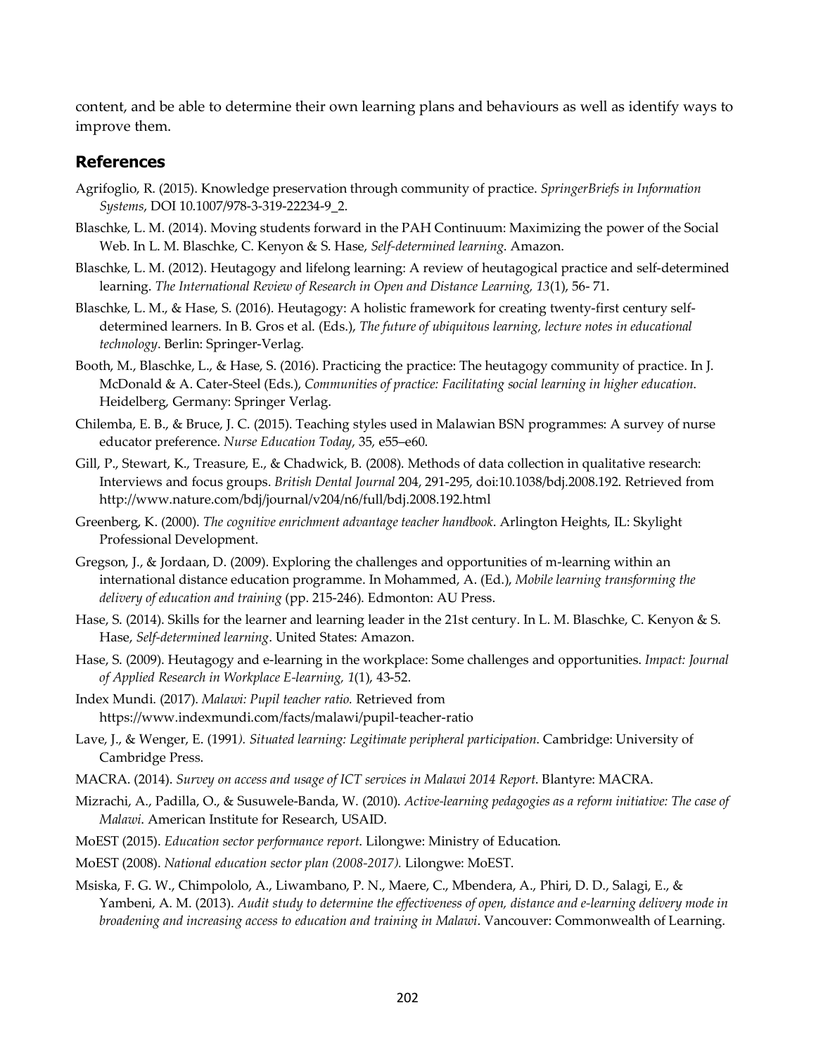content, and be able to determine their own learning plans and behaviours as well as identify ways to improve them.

## References

Agrifoglio, R. (2015). Knowledge preservation through community of practice. *SpringerBriefs in Information Systems*, DOI 10.1007/978-3-319-22234-9_2.

Blaschke, L. M. (2014). Moving students forward in the PAH Continuum: Maximizing the power of the Social Web. In L. M. Blaschke, C. Kenyon & S. Hase, *Self-determined learning*. Amazon.

Blaschke, L. M. (2012). Heutagogy and lifelong learning: A review of heutagogical practice and self-determined learning. *The International Review of Research in Open and Distance Learning, 13*(1), 56- 71.

Blaschke, L. M., & Hase, S. (2016). Heutagogy: A holistic framework for creating twenty-first century self-determined learners. In B. Gros et al. (Eds.), *The future of ubiquitous learning, lecture notes in educational technology*. Berlin: Springer-Verlag.

Booth, M., Blaschke, L., & Hase, S. (2016). Practicing the practice: The heutagogy community of practice. In J. McDonald & A. Cater-Steel (Eds.), *Communities of practice: Facilitating social learning in higher education*. Heidelberg, Germany: Springer Verlag.

Chilemba, E. B., & Bruce, J. C. (2015). Teaching styles used in Malawian BSN programmes: A survey of nurse educator preference. *Nurse Education Today*, 35, e55–e60.

Gill, P., Stewart, K., Treasure, E., & Chadwick, B. (2008). Methods of data collection in qualitative research: Interviews and focus groups. *British Dental Journal* 204, 291-295, doi:10.1038/bdj.2008.192. Retrieved from http://www.nature.com/bdj/journal/v204/n6/full/bdj.2008.192.html

Greenberg, K. (2000). *The cognitive enrichment advantage teacher handbook*. Arlington Heights, IL: Skylight Professional Development.

Gregson, J., & Jordaan, D. (2009). Exploring the challenges and opportunities of m-learning within an international distance education programme. In Mohammed, A. (Ed.), *Mobile learning transforming the delivery of education and training* (pp. 215-246). Edmonton: AU Press.

Hase, S. (2014). Skills for the learner and learning leader in the 21st century. In L. M. Blaschke, C. Kenyon & S. Hase, *Self-determined learning*. United States: Amazon.

Hase, S. (2009). Heutagogy and e-learning in the workplace: Some challenges and opportunities. *Impact: Journal of Applied Research in Workplace E-learning, 1*(1), 43-52.

Index Mundi. (2017). *Malawi: Pupil teacher ratio.* Retrieved from https://www.indexmundi.com/facts/malawi/pupil-teacher-ratio

Lave, J., & Wenger, E. (1991*). Situated learning: Legitimate peripheral participation*. Cambridge: University of Cambridge Press.

MACRA. (2014). *Survey on access and usage of ICT services in Malawi 2014 Report*. Blantyre: MACRA.

Mizrachi, A., Padilla, O., & Susuwele-Banda, W. (2010). *Active-learning pedagogies as a reform initiative: The case of Malawi*. American Institute for Research, USAID.

MoEST (2015). *Education sector performance report*. Lilongwe: Ministry of Education.

MoEST (2008). *National education sector plan (2008-2017).* Lilongwe: MoEST.

Msiska, F. G. W., Chimpololo, A., Liwambano, P. N., Maere, C., Mbendera, A., Phiri, D. D., Salagi, E., & Yambeni, A. M. (2013). *Audit study to determine the effectiveness of open, distance and e-learning delivery mode in broadening and increasing access to education and training in Malawi*. Vancouver: Commonwealth of Learning.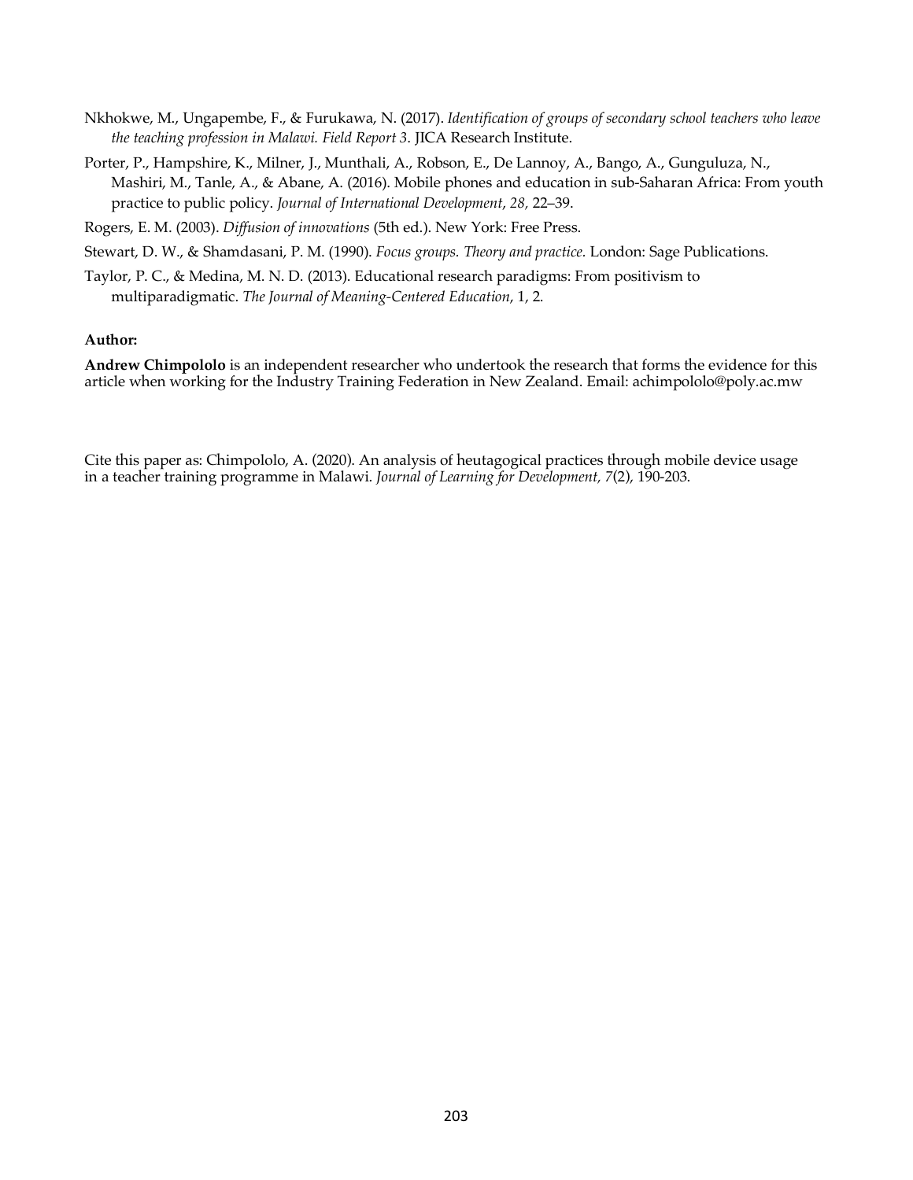Nkhokwe, M., Ungapembe, F., & Furukawa, N. (2017). *Identification of groups of secondary school teachers who leave the teaching profession in Malawi. Field Report 3*. JICA Research Institute.

Porter, P., Hampshire, K., Milner, J., Munthali, A., Robson, E., De Lannoy, A., Bango, A., Gunguluza, N., Mashiri, M., Tanle, A., & Abane, A. (2016). Mobile phones and education in sub-Saharan Africa: From youth practice to public policy. *Journal of International Development*, *28,* 22–39.

Rogers, E. M. (2003). *Diffusion of innovations* (5th ed.). New York: Free Press.

Stewart, D. W., & Shamdasani, P. M. (1990). *Focus groups. Theory and practice.* London: Sage Publications.

Taylor, P. C., & Medina, M. N. D. (2013). Educational research paradigms: From positivism to multiparadigmatic. *The Journal of Meaning-Centered Education*, 1, 2.

**Author:**

**Andrew Chimpololo** is an independent researcher who undertook the research that forms the evidence for this article when working for the Industry Training Federation in New Zealand. Email: achimpololo@poly.ac.mw

Cite this paper as: Chimpololo, A. (2020). An analysis of heutagogical practices through mobile device usage in a teacher training programme in Malawi. *Journal of Learning for Development, 7*(2), 190-203.